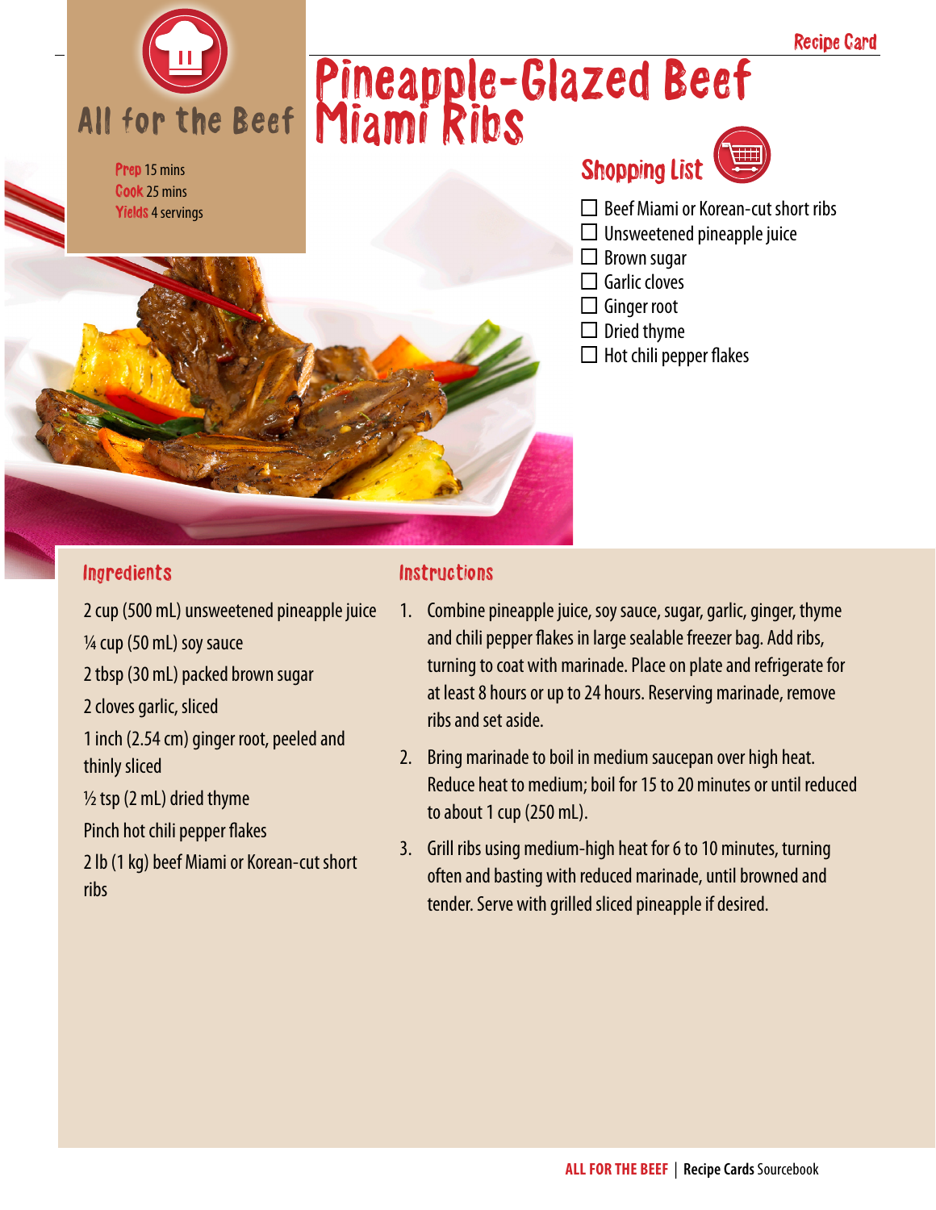All for the Beef

Recipe Card

# Pineapple-Glazed Beef Miami Ribs

**Prep** 15 mins
**Cook** 25 mins
**Yields** 4 servings

## Shopping List

- ☐ Beef Miami or Korean-cut short ribs
- ☐ Unsweetened pineapple juice
- ☐ Brown sugar
- ☐ Garlic cloves
- ☐ Ginger root
- ☐ Dried thyme
- ☐ Hot chili pepper flakes

## Ingredients

2 cup (500 mL) unsweetened pineapple juice

¼ cup (50 mL) soy sauce

2 tbsp (30 mL) packed brown sugar

2 cloves garlic, sliced

1 inch (2.54 cm) ginger root, peeled and thinly sliced

½ tsp (2 mL) dried thyme

Pinch hot chili pepper flakes

2 lb (1 kg) beef Miami or Korean-cut short ribs

## Instructions

1. Combine pineapple juice, soy sauce, sugar, garlic, ginger, thyme and chili pepper flakes in large sealable freezer bag. Add ribs, turning to coat with marinade. Place on plate and refrigerate for at least 8 hours or up to 24 hours. Reserving marinade, remove ribs and set aside.
2. Bring marinade to boil in medium saucepan over high heat. Reduce heat to medium; boil for 15 to 20 minutes or until reduced to about 1 cup (250 mL).
3. Grill ribs using medium-high heat for 6 to 10 minutes, turning often and basting with reduced marinade, until browned and tender. Serve with grilled sliced pineapple if desired.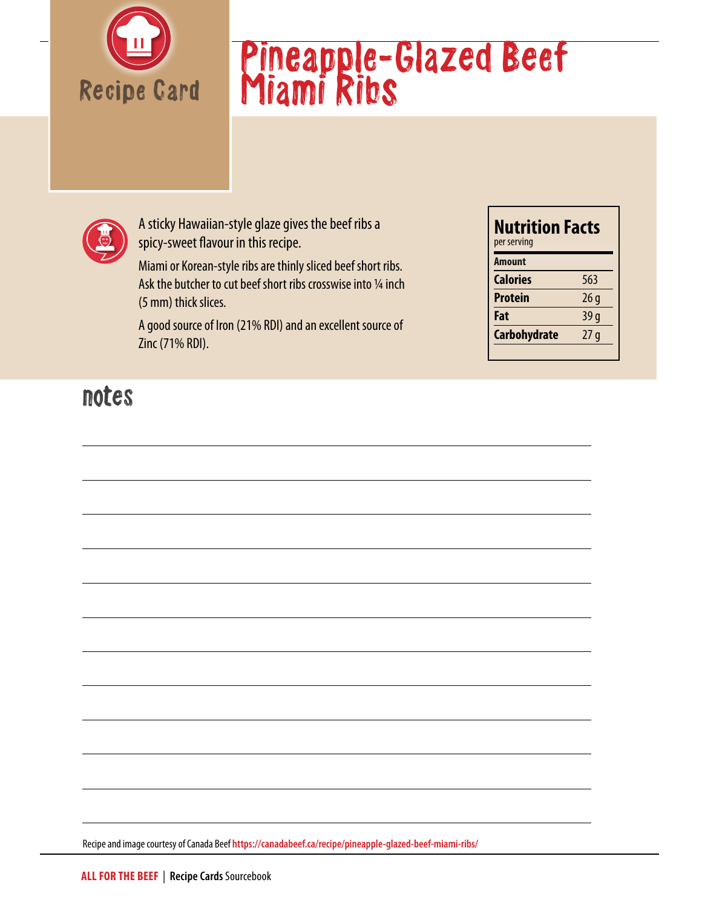Recipe Card

# Pineapple-Glazed Beef Miami Ribs

A sticky Hawaiian-style glaze gives the beef ribs a spicy-sweet flavour in this recipe.

Miami or Korean-style ribs are thinly sliced beef short ribs. Ask the butcher to cut beef short ribs crosswise into ¼ inch (5 mm) thick slices.

A good source of Iron (21% RDI) and an excellent source of Zinc (71% RDI).

**Nutrition Facts**
per serving

| Amount | |
|---|---|
| **Calories** | 563 |
| **Protein** | 26 g |
| **Fat** | 39 g |
| **Carbohydrate** | 27 g |

## notes

Recipe and image courtesy of Canada Beef https://canadabeef.ca/recipe/pineapple-glazed-beef-miami-ribs/